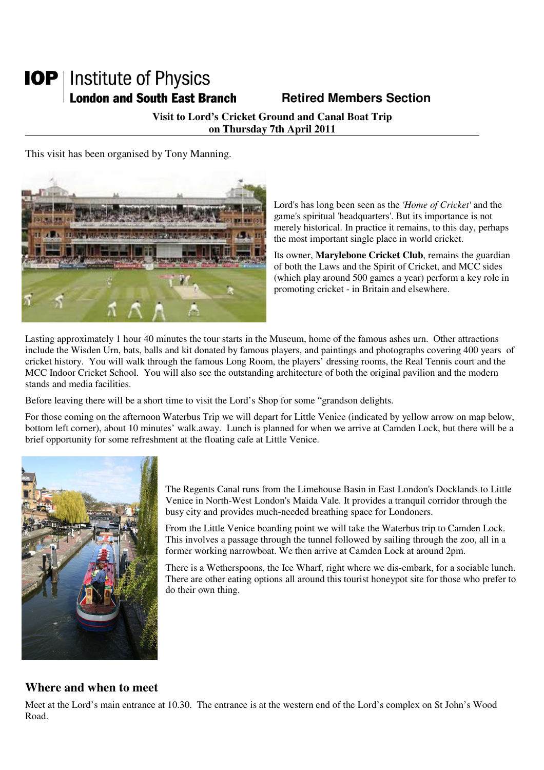# IOP | Institute of Physics

**London and South East Branch** **Retired Members Section**

**Visit to Lord's Cricket Ground and Canal Boat Trip on Thursday 7th April 2011**

This visit has been organised by Tony Manning.

Lord's has long been seen as the *'Home of Cricket'* and the game's spiritual 'headquarters'. But its importance is not merely historical. In practice it remains, to this day, perhaps the most important single place in world cricket.

Its owner, **Marylebone Cricket Club**, remains the guardian of both the Laws and the Spirit of Cricket, and MCC sides (which play around 500 games a year) perform a key role in promoting cricket - in Britain and elsewhere.

Lasting approximately 1 hour 40 minutes the tour starts in the Museum, home of the famous ashes urn. Other attractions include the Wisden Urn, bats, balls and kit donated by famous players, and paintings and photographs covering 400 years of cricket history. You will walk through the famous Long Room, the players' dressing rooms, the Real Tennis court and the MCC Indoor Cricket School. You will also see the outstanding architecture of both the original pavilion and the modern stands and media facilities.

Before leaving there will be a short time to visit the Lord's Shop for some "grandson delights.

For those coming on the afternoon Waterbus Trip we will depart for Little Venice (indicated by yellow arrow on map below, bottom left corner), about 10 minutes' walk.away. Lunch is planned for when we arrive at Camden Lock, but there will be a brief opportunity for some refreshment at the floating cafe at Little Venice.

The Regents Canal runs from the Limehouse Basin in East London's Docklands to Little Venice in North-West London's Maida Vale. It provides a tranquil corridor through the busy city and provides much-needed breathing space for Londoners.

From the Little Venice boarding point we will take the Waterbus trip to Camden Lock. This involves a passage through the tunnel followed by sailing through the zoo, all in a former working narrowboat. We then arrive at Camden Lock at around 2pm.

There is a Wetherspoons, the Ice Wharf, right where we dis-embark, for a sociable lunch. There are other eating options all around this tourist honeypot site for those who prefer to do their own thing.

## Where and when to meet

Meet at the Lord's main entrance at 10.30. The entrance is at the western end of the Lord's complex on St John's Wood Road.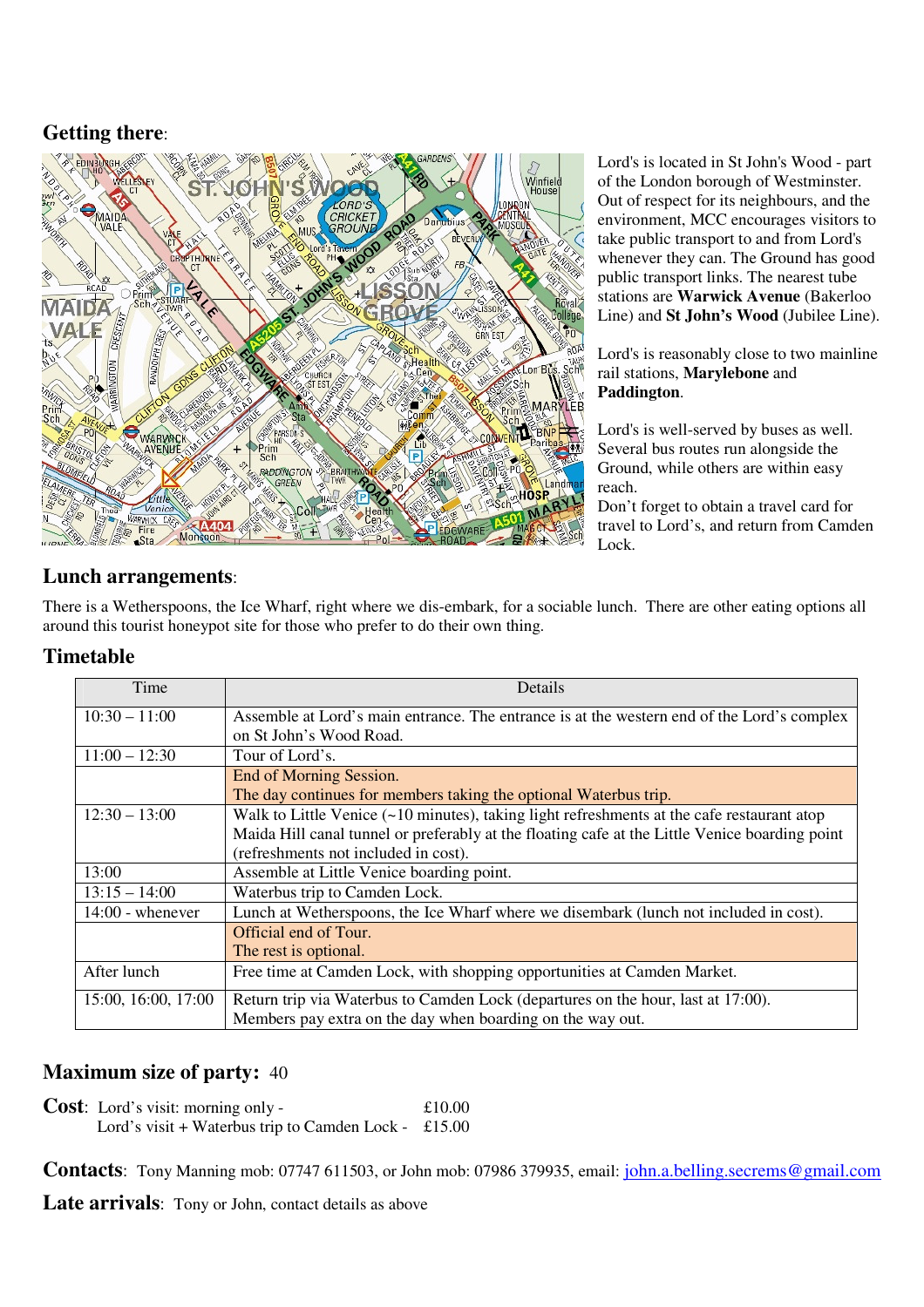## Getting there:

Lord's is located in St John's Wood - part of the London borough of Westminster. Out of respect for its neighbours, and the environment, MCC encourages visitors to take public transport to and from Lord's whenever they can. The Ground has good public transport links. The nearest tube stations are **Warwick Avenue** (Bakerloo Line) and **St John's Wood** (Jubilee Line).

Lord's is reasonably close to two mainline rail stations, **Marylebone** and **Paddington**.

Lord's is well-served by buses as well. Several bus routes run alongside the Ground, while others are within easy reach.

Don't forget to obtain a travel card for travel to Lord's, and return from Camden Lock.

## Lunch arrangements:

There is a Wetherspoons, the Ice Wharf, right where we dis-embark, for a sociable lunch. There are other eating options all around this tourist honeypot site for those who prefer to do their own thing.

## Timetable

| Time | Details |
|---|---|
| 10:30 – 11:00 | Assemble at Lord's main entrance. The entrance is at the western end of the Lord's complex on St John's Wood Road. |
| 11:00 – 12:30 | Tour of Lord's. |
| | End of Morning Session.<br>The day continues for members taking the optional Waterbus trip. |
| 12:30 – 13:00 | Walk to Little Venice (~10 minutes), taking light refreshments at the cafe restaurant atop Maida Hill canal tunnel or preferably at the floating cafe at the Little Venice boarding point (refreshments not included in cost). |
| 13:00 | Assemble at Little Venice boarding point. |
| 13:15 – 14:00 | Waterbus trip to Camden Lock. |
| 14:00 - whenever | Lunch at Wetherspoons, the Ice Wharf where we disembark (lunch not included in cost). |
| | Official end of Tour.<br>The rest is optional. |
| After lunch | Free time at Camden Lock, with shopping opportunities at Camden Market. |
| 15:00, 16:00, 17:00 | Return trip via Waterbus to Camden Lock (departures on the hour, last at 17:00).<br>Members pay extra on the day when boarding on the way out. |

**Maximum size of party:** 40

**Cost**: Lord's visit: morning only - £10.00
Lord's visit + Waterbus trip to Camden Lock - £15.00

**Contacts**: Tony Manning mob: 07747 611503, or John mob: 07986 379935, email: john.a.belling.secrems@gmail.com

**Late arrivals**: Tony or John, contact details as above